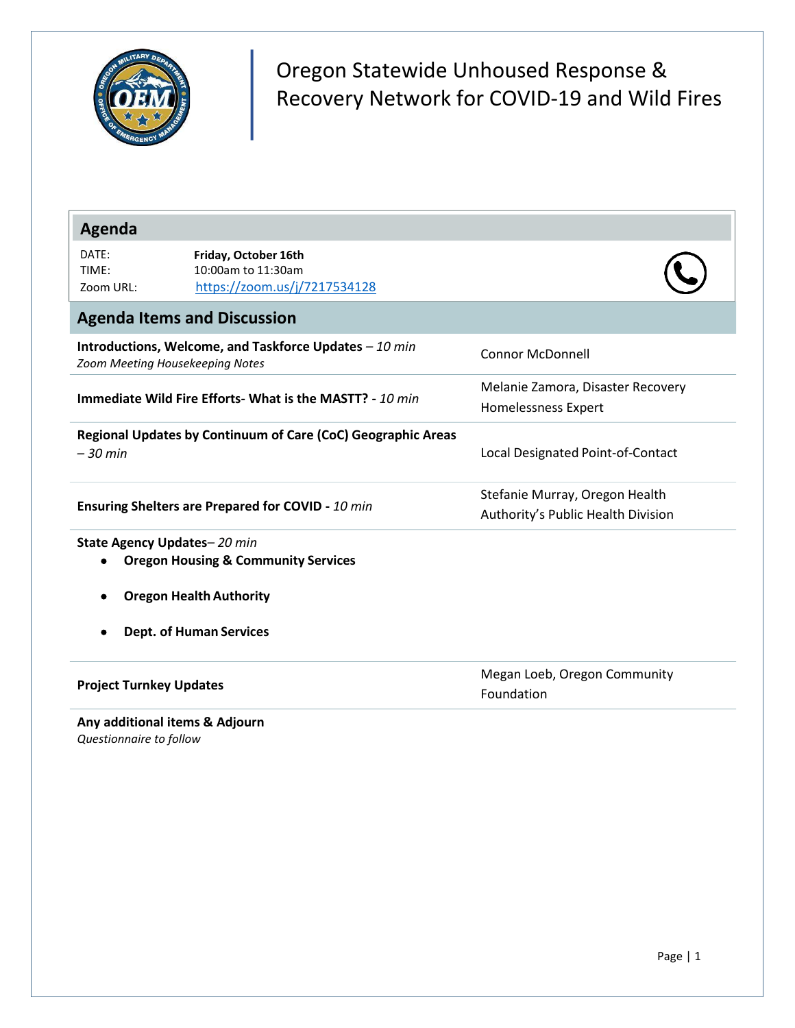# Oregon Statewide Unhoused Response & Recovery Network for COVID-19 and Wild Fires

## Agenda

| | |
|---|---|
| DATE: | **Friday, October 16th** |
| TIME: | 10:00am to 11:30am |
| Zoom URL: | https://zoom.us/j/7217534128 |

## Agenda Items and Discussion

| Item | Presenter |
|---|---|
| **Introductions, Welcome, and Taskforce Updates** – *10 min*<br>*Zoom Meeting Housekeeping Notes* | Connor McDonnell |
| **Immediate Wild Fire Efforts- What is the MASTT? -** *10 min* | Melanie Zamora, Disaster Recovery Homelessness Expert |
| **Regional Updates by Continuum of Care (CoC) Geographic Areas** *– 30 min* | Local Designated Point-of-Contact |
| **Ensuring Shelters are Prepared for COVID -** *10 min* | Stefanie Murray, Oregon Health Authority's Public Health Division |
| **State Agency Updates**– *20 min*<br>• **Oregon Housing & Community Services**<br>• **Oregon Health Authority**<br>• **Dept. of Human Services** | |
| **Project Turnkey Updates** | Megan Loeb, Oregon Community Foundation |
| **Any additional items & Adjourn**<br>*Questionnaire to follow* | |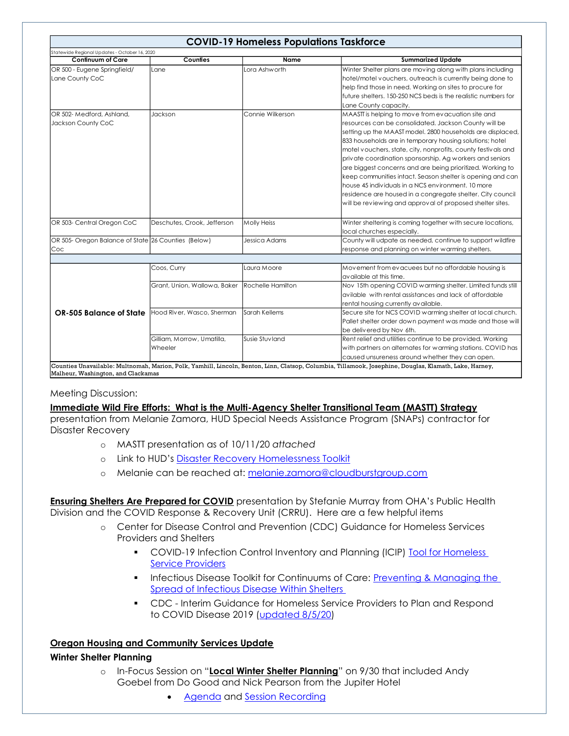| **COVID-19 Homeless Populations Taskforce** | | | |
|---|---|---|---|
| Statewide Regional Updates - October 16, 2020 | | | |
| **Continuum of Care** | **Counties** | **Name** | **Summarized Update** |
| OR 500 - Eugene Springfield/ Lane County CoC | Lane | Lora Ashworth | Winter Shelter plans are moving along with plans including hotel/motel vouchers, outreach is currently being done to help find those in need. Working on sites to procure for future shelters. 150-250 NCS beds is the realistic numbers for Lane County capacity. |
| OR 502- Medford, Ashland, Jackson County CoC | Jackson | Connie Wilkerson | MAASTT is helping to move from evacuation site and resources can be consolidated. Jackson County will be setting up the MAAST model. 2800 households are displaced, 833 households are in temporary housing solutions; hotel motel vouchers, state, city, nonprofits, county festivals and private coordination sponsorship. Ag workers and seniors are biggest concerns and are being prioritized. Working to keep communities intact. Season shelter is opening and can house 45 individuals in a NCS environment. 10 more residence are housed in a congregate shelter. City council will be reviewing and approval of proposed shelter sites. |
| OR 503- Central Oregon CoC | Deschutes, Crook, Jefferson | Molly Heiss | Winter sheltering is coming together with secure locations, local churches especially. |
| OR 505- Oregon Balance of State Coc | 26 Counties (Below) | Jessica Adams | County will udpate as needed, continue to support wildfire response and planning on winter warming shelters. |
| | | | |
| **OR-505 Balance of State** | Coos, Curry | Laura Moore | Movement from evacuees but no affordable housing is available at this time. |
| | Grant, Union, Wallowa, Baker | Rochelle Hamilton | Nov 15th opening COVID warming shelter. Limited funds still avilable with rental assistances and lack of affordable rental housing currently available. |
| | Hood River, Wasco, Sherman | Sarah Kellems | Secure site for NCS COVID warming shelter at local church. Pallet shelter order down payment was made and those will be delivered by Nov 6th. |
| | Gilliam, Morrow, Umatilla, Wheeler | Susie Stuvland | Rent relief and utilities continue to be provided. Working with partners on alternates for warming stations. COVID has caused unsureness around whether they can open. |
| Counties Unavailable: Multnomah, Marion, Polk, Yamhill, Lincoln, Benton, Linn, Clatsop, Columbia, Tillamook, Josephine, Douglas, Klamath, Lake, Harney, Malheur, Washington, and Clackamas | | | |

Meeting Discussion:

**Immediate Wild Fire Efforts: What is the Multi-Agency Shelter Transitional Team (MASTT) Strategy** presentation from Melanie Zamora, HUD Special Needs Assistance Program (SNAPs) contractor for Disaster Recovery

- MASTT presentation as of 10/11/20 *attached*
- Link to HUD's Disaster Recovery Homelessness Toolkit
- Melanie can be reached at: melanie.zamora@cloudburstgroup.com

**Ensuring Shelters Are Prepared for COVID** presentation by Stefanie Murray from OHA's Public Health Division and the COVID Response & Recovery Unit (CRRU). Here are a few helpful items

- Center for Disease Control and Prevention (CDC) Guidance for Homeless Services Providers and Shelters
  - COVID-19 Infection Control Inventory and Planning (ICIP) Tool for Homeless Service Providers
  - Infectious Disease Toolkit for Continuums of Care: Preventing & Managing the Spread of Infectious Disease Within Shelters
  - CDC - Interim Guidance for Homeless Service Providers to Plan and Respond to COVID Disease 2019 (updated 8/5/20)

**Oregon Housing and Community Services Update**

**Winter Shelter Planning**

- In-Focus Session on "**Local Winter Shelter Planning**" on 9/30 that included Andy Goebel from Do Good and Nick Pearson from the Jupiter Hotel
  - Agenda and Session Recording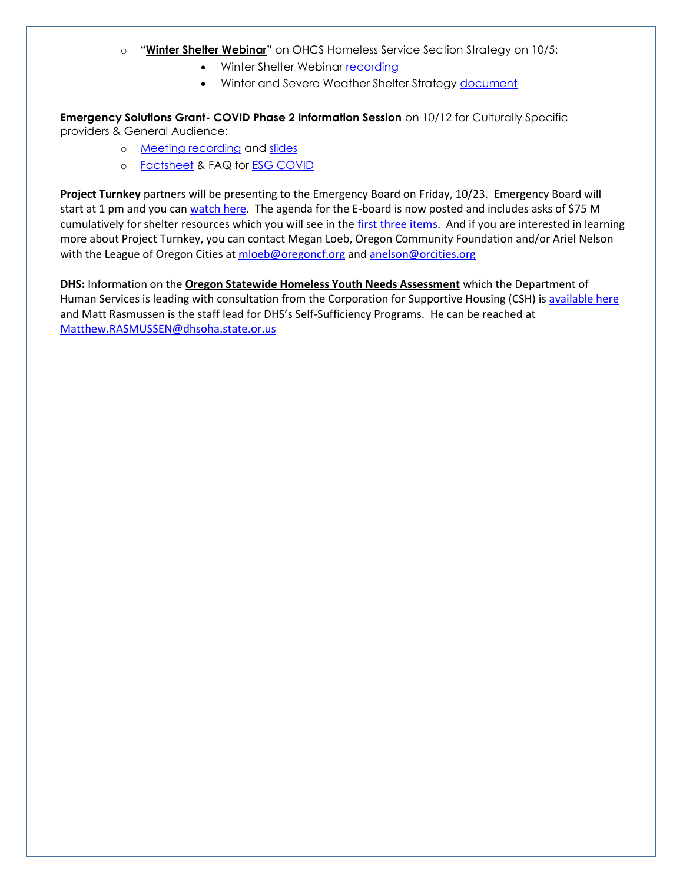- "**Winter Shelter Webinar**" on OHCS Homeless Service Section Strategy on 10/5:
  - Winter Shelter Webinar recording
  - Winter and Severe Weather Shelter Strategy document

**Emergency Solutions Grant- COVID Phase 2 Information Session** on 10/12 for Culturally Specific providers & General Audience:

- Meeting recording and slides
- Factsheet & FAQ for ESG COVID

**Project Turnkey** partners will be presenting to the Emergency Board on Friday, 10/23. Emergency Board will start at 1 pm and you can watch here. The agenda for the E-board is now posted and includes asks of $75 M cumulatively for shelter resources which you will see in the first three items. And if you are interested in learning more about Project Turnkey, you can contact Megan Loeb, Oregon Community Foundation and/or Ariel Nelson with the League of Oregon Cities at mloeb@oregoncf.org and anelson@orcities.org

**DHS:** Information on the **Oregon Statewide Homeless Youth Needs Assessment** which the Department of Human Services is leading with consultation from the Corporation for Supportive Housing (CSH) is available here and Matt Rasmussen is the staff lead for DHS's Self-Sufficiency Programs. He can be reached at Matthew.RASMUSSEN@dhsoha.state.or.us